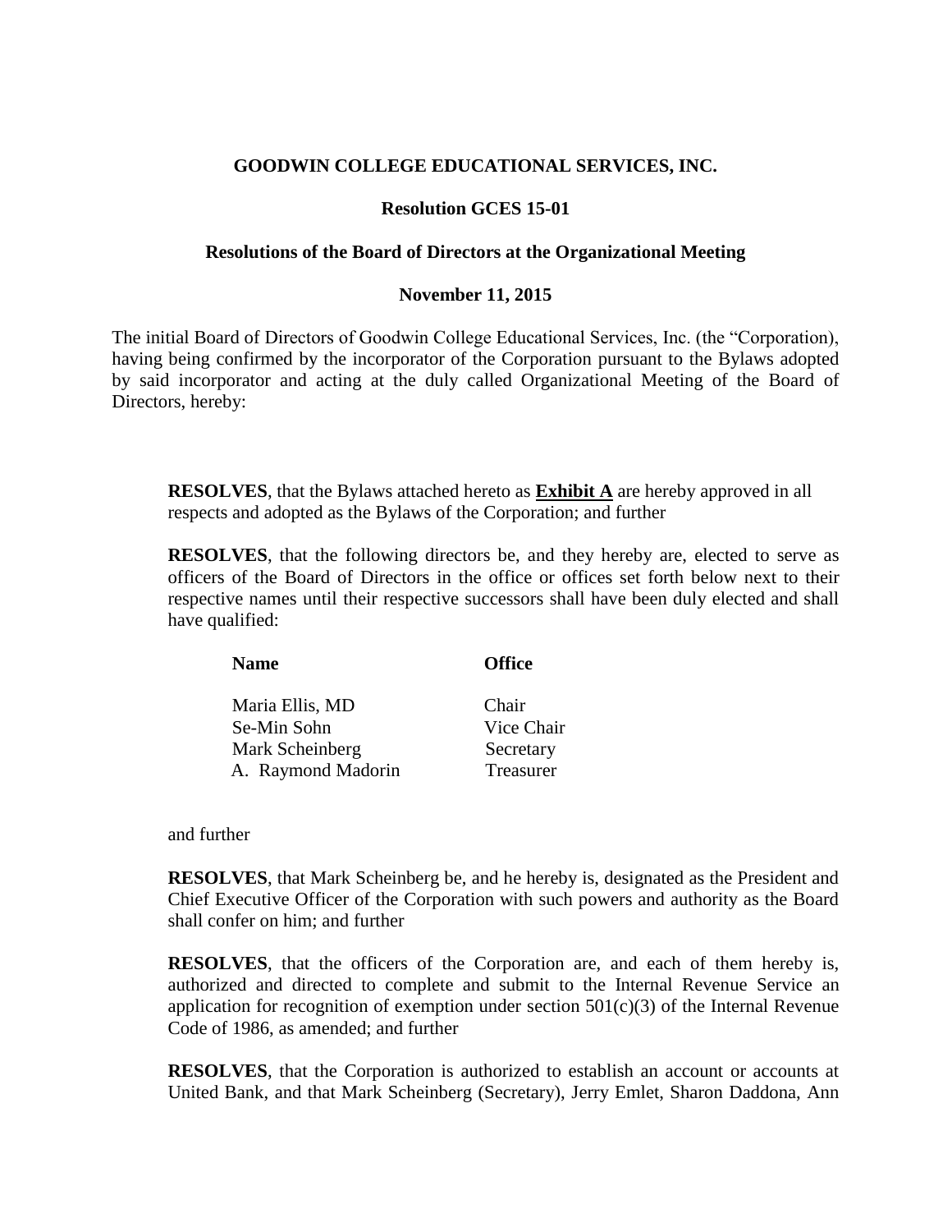**GOODWIN COLLEGE EDUCATIONAL SERVICES, INC.**

**Resolution GCES 15-01**

**Resolutions of the Board of Directors at the Organizational Meeting**

**November 11, 2015**

The initial Board of Directors of Goodwin College Educational Services, Inc. (the "Corporation), having being confirmed by the incorporator of the Corporation pursuant to the Bylaws adopted by said incorporator and acting at the duly called Organizational Meeting of the Board of Directors, hereby:

**RESOLVES**, that the Bylaws attached hereto as **Exhibit A** are hereby approved in all respects and adopted as the Bylaws of the Corporation; and further

**RESOLVES**, that the following directors be, and they hereby are, elected to serve as officers of the Board of Directors in the office or offices set forth below next to their respective names until their respective successors shall have been duly elected and shall have qualified:

| **Name** | **Office** |
|---|---|
| Maria Ellis, MD | Chair |
| Se-Min Sohn | Vice Chair |
| Mark Scheinberg | Secretary |
| A. Raymond Madorin | Treasurer |

and further

**RESOLVES**, that Mark Scheinberg be, and he hereby is, designated as the President and Chief Executive Officer of the Corporation with such powers and authority as the Board shall confer on him; and further

**RESOLVES**, that the officers of the Corporation are, and each of them hereby is, authorized and directed to complete and submit to the Internal Revenue Service an application for recognition of exemption under section 501(c)(3) of the Internal Revenue Code of 1986, as amended; and further

**RESOLVES**, that the Corporation is authorized to establish an account or accounts at United Bank, and that Mark Scheinberg (Secretary), Jerry Emlet, Sharon Daddona, Ann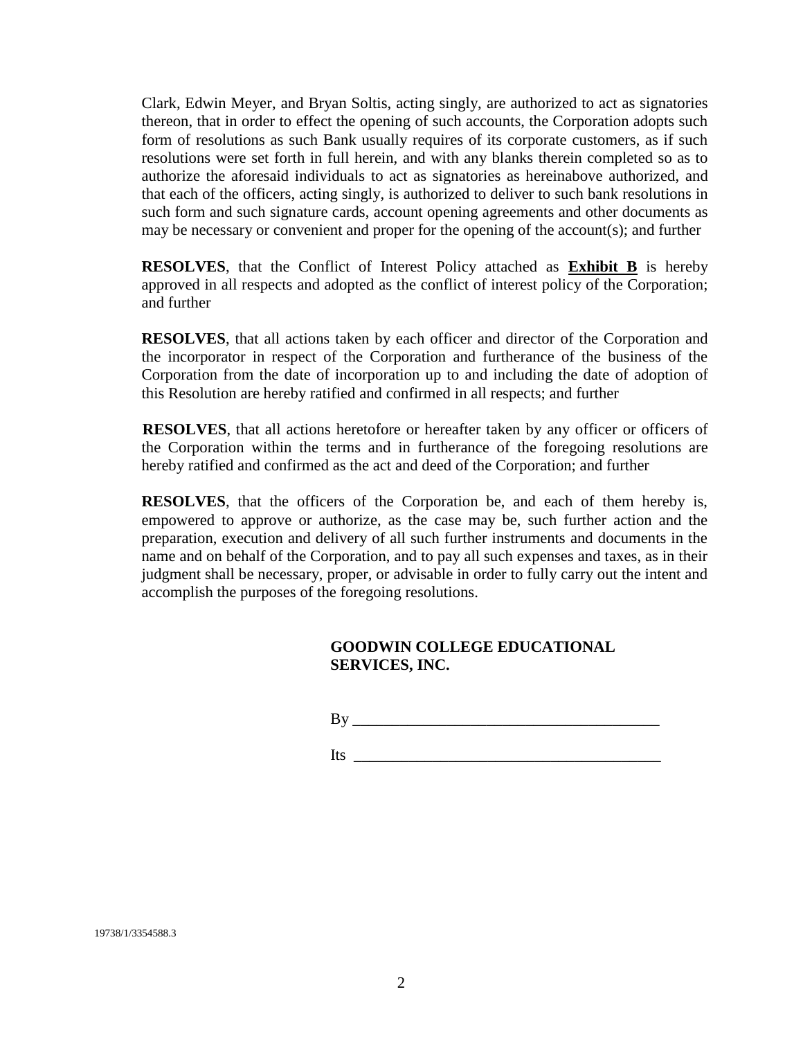Clark, Edwin Meyer, and Bryan Soltis, acting singly, are authorized to act as signatories thereon, that in order to effect the opening of such accounts, the Corporation adopts such form of resolutions as such Bank usually requires of its corporate customers, as if such resolutions were set forth in full herein, and with any blanks therein completed so as to authorize the aforesaid individuals to act as signatories as hereinabove authorized, and that each of the officers, acting singly, is authorized to deliver to such bank resolutions in such form and such signature cards, account opening agreements and other documents as may be necessary or convenient and proper for the opening of the account(s); and further

**RESOLVES**, that the Conflict of Interest Policy attached as **Exhibit B** is hereby approved in all respects and adopted as the conflict of interest policy of the Corporation; and further

**RESOLVES**, that all actions taken by each officer and director of the Corporation and the incorporator in respect of the Corporation and furtherance of the business of the Corporation from the date of incorporation up to and including the date of adoption of this Resolution are hereby ratified and confirmed in all respects; and further

**RESOLVES**, that all actions heretofore or hereafter taken by any officer or officers of the Corporation within the terms and in furtherance of the foregoing resolutions are hereby ratified and confirmed as the act and deed of the Corporation; and further

**RESOLVES**, that the officers of the Corporation be, and each of them hereby is, empowered to approve or authorize, as the case may be, such further action and the preparation, execution and delivery of all such further instruments and documents in the name and on behalf of the Corporation, and to pay all such expenses and taxes, as in their judgment shall be necessary, proper, or advisable in order to fully carry out the intent and accomplish the purposes of the foregoing resolutions.

**GOODWIN COLLEGE EDUCATIONAL SERVICES, INC.**

By ______________________________________

Its ______________________________________

19738/1/3354588.3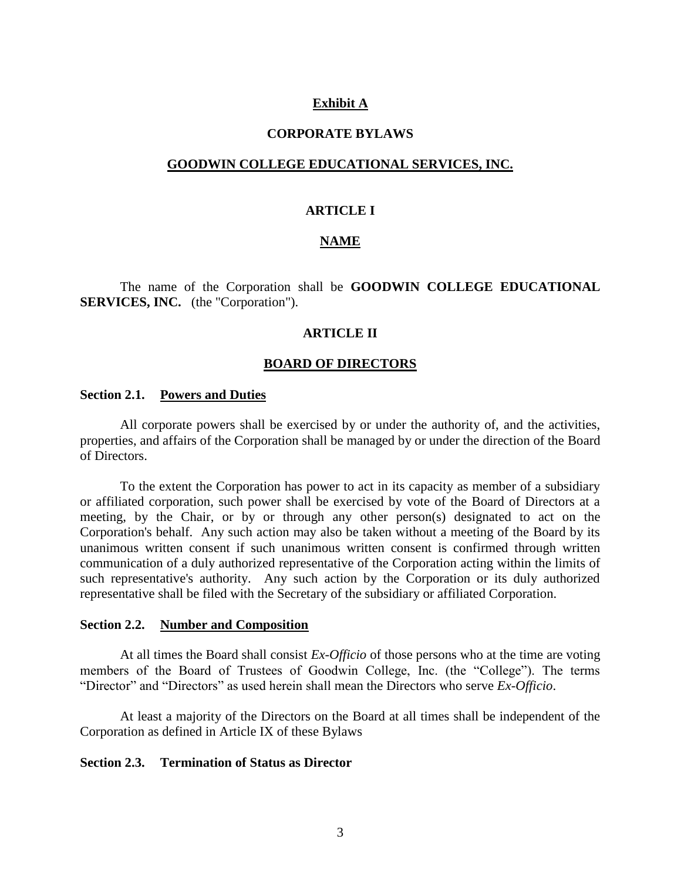**Exhibit A**

**CORPORATE BYLAWS**

**GOODWIN COLLEGE EDUCATIONAL SERVICES, INC.**

## ARTICLE I

## NAME

The name of the Corporation shall be **GOODWIN COLLEGE EDUCATIONAL SERVICES, INC.** (the "Corporation").

## ARTICLE II

## BOARD OF DIRECTORS

### Section 2.1. Powers and Duties

All corporate powers shall be exercised by or under the authority of, and the activities, properties, and affairs of the Corporation shall be managed by or under the direction of the Board of Directors.

To the extent the Corporation has power to act in its capacity as member of a subsidiary or affiliated corporation, such power shall be exercised by vote of the Board of Directors at a meeting, by the Chair, or by or through any other person(s) designated to act on the Corporation's behalf. Any such action may also be taken without a meeting of the Board by its unanimous written consent if such unanimous written consent is confirmed through written communication of a duly authorized representative of the Corporation acting within the limits of such representative's authority. Any such action by the Corporation or its duly authorized representative shall be filed with the Secretary of the subsidiary or affiliated Corporation.

### Section 2.2. Number and Composition

At all times the Board shall consist *Ex-Officio* of those persons who at the time are voting members of the Board of Trustees of Goodwin College, Inc. (the "College"). The terms "Director" and "Directors" as used herein shall mean the Directors who serve *Ex-Officio*.

At least a majority of the Directors on the Board at all times shall be independent of the Corporation as defined in Article IX of these Bylaws

### Section 2.3. Termination of Status as Director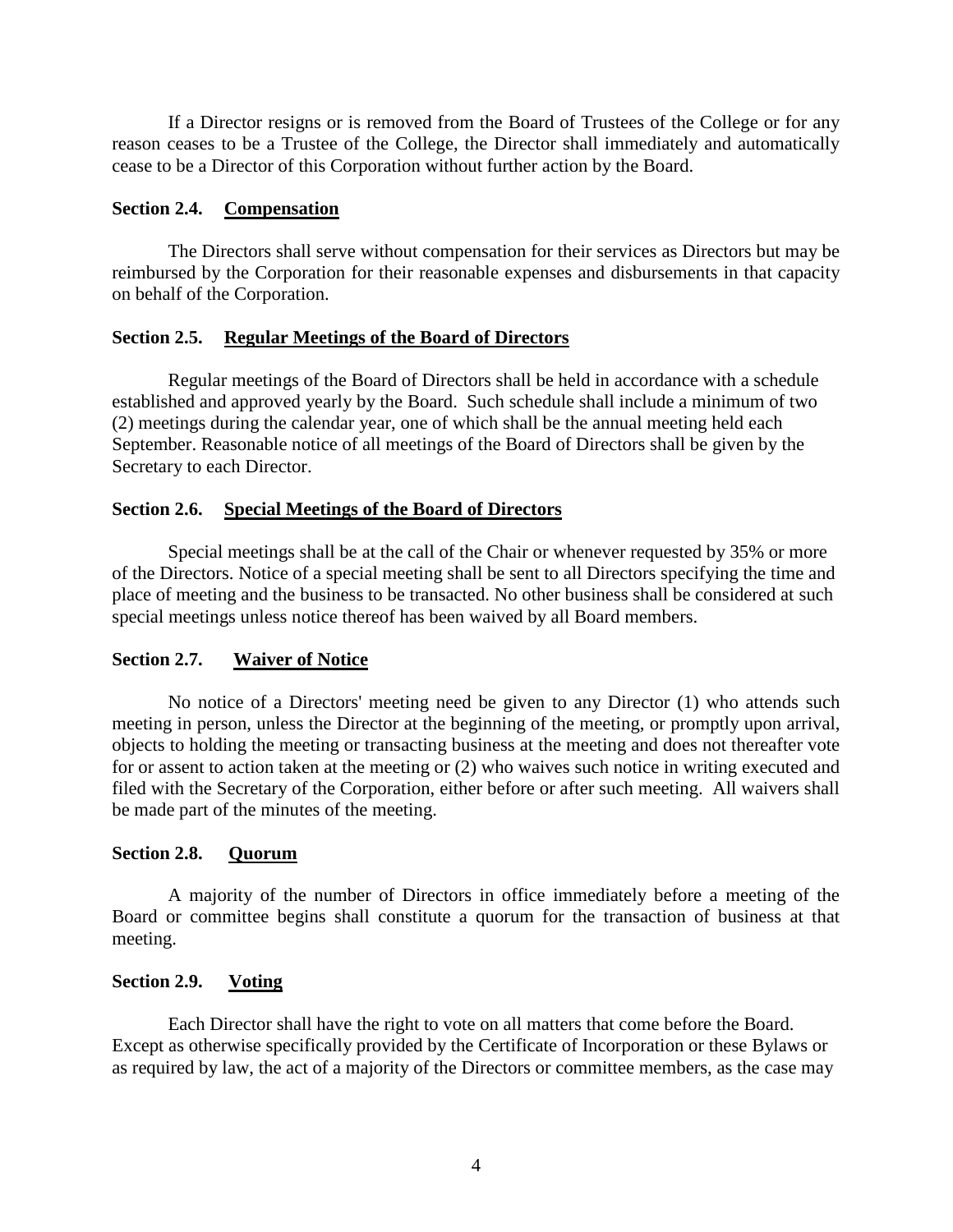If a Director resigns or is removed from the Board of Trustees of the College or for any reason ceases to be a Trustee of the College, the Director shall immediately and automatically cease to be a Director of this Corporation without further action by the Board.

**Section 2.4. Compensation**

The Directors shall serve without compensation for their services as Directors but may be reimbursed by the Corporation for their reasonable expenses and disbursements in that capacity on behalf of the Corporation.

**Section 2.5. Regular Meetings of the Board of Directors**

Regular meetings of the Board of Directors shall be held in accordance with a schedule established and approved yearly by the Board. Such schedule shall include a minimum of two (2) meetings during the calendar year, one of which shall be the annual meeting held each September. Reasonable notice of all meetings of the Board of Directors shall be given by the Secretary to each Director.

**Section 2.6. Special Meetings of the Board of Directors**

Special meetings shall be at the call of the Chair or whenever requested by 35% or more of the Directors. Notice of a special meeting shall be sent to all Directors specifying the time and place of meeting and the business to be transacted. No other business shall be considered at such special meetings unless notice thereof has been waived by all Board members.

**Section 2.7. Waiver of Notice**

No notice of a Directors' meeting need be given to any Director (1) who attends such meeting in person, unless the Director at the beginning of the meeting, or promptly upon arrival, objects to holding the meeting or transacting business at the meeting and does not thereafter vote for or assent to action taken at the meeting or (2) who waives such notice in writing executed and filed with the Secretary of the Corporation, either before or after such meeting. All waivers shall be made part of the minutes of the meeting.

**Section 2.8. Quorum**

A majority of the number of Directors in office immediately before a meeting of the Board or committee begins shall constitute a quorum for the transaction of business at that meeting.

**Section 2.9. Voting**

Each Director shall have the right to vote on all matters that come before the Board. Except as otherwise specifically provided by the Certificate of Incorporation or these Bylaws or as required by law, the act of a majority of the Directors or committee members, as the case may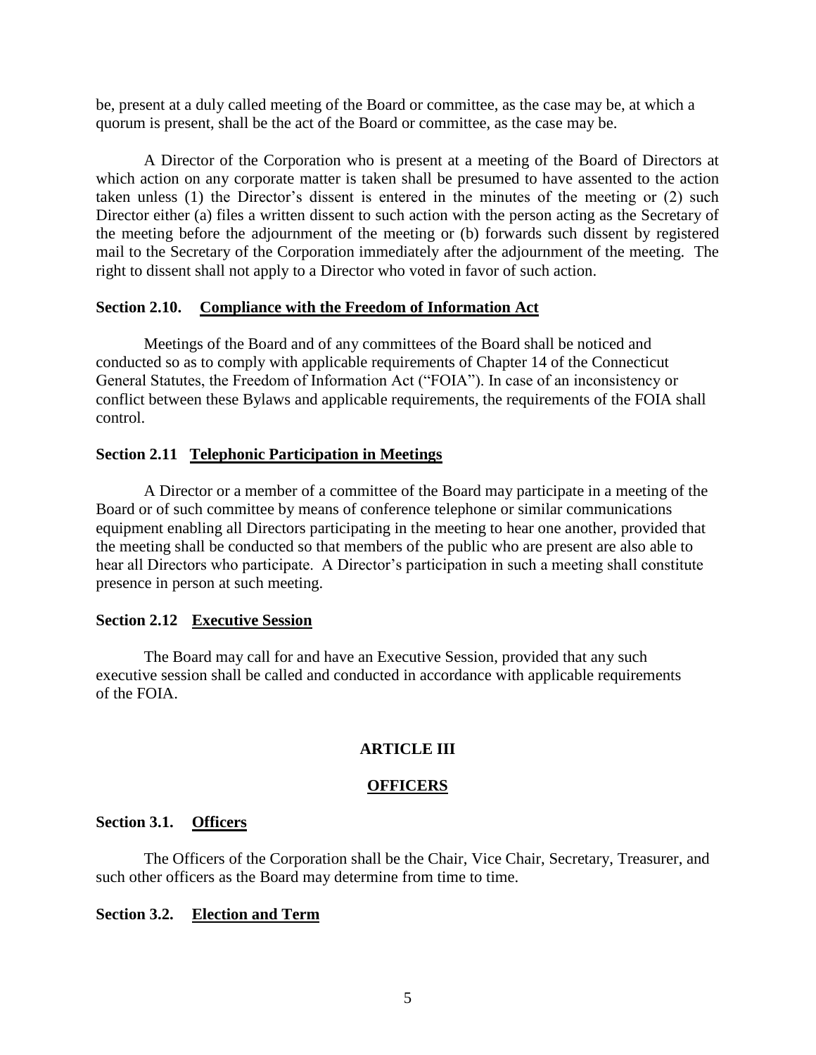be, present at a duly called meeting of the Board or committee, as the case may be, at which a quorum is present, shall be the act of the Board or committee, as the case may be.

A Director of the Corporation who is present at a meeting of the Board of Directors at which action on any corporate matter is taken shall be presumed to have assented to the action taken unless (1) the Director's dissent is entered in the minutes of the meeting or (2) such Director either (a) files a written dissent to such action with the person acting as the Secretary of the meeting before the adjournment of the meeting or (b) forwards such dissent by registered mail to the Secretary of the Corporation immediately after the adjournment of the meeting. The right to dissent shall not apply to a Director who voted in favor of such action.

**Section 2.10. Compliance with the Freedom of Information Act**

Meetings of the Board and of any committees of the Board shall be noticed and conducted so as to comply with applicable requirements of Chapter 14 of the Connecticut General Statutes, the Freedom of Information Act ("FOIA"). In case of an inconsistency or conflict between these Bylaws and applicable requirements, the requirements of the FOIA shall control.

**Section 2.11 Telephonic Participation in Meetings**

A Director or a member of a committee of the Board may participate in a meeting of the Board or of such committee by means of conference telephone or similar communications equipment enabling all Directors participating in the meeting to hear one another, provided that the meeting shall be conducted so that members of the public who are present are also able to hear all Directors who participate. A Director's participation in such a meeting shall constitute presence in person at such meeting.

**Section 2.12 Executive Session**

The Board may call for and have an Executive Session, provided that any such executive session shall be called and conducted in accordance with applicable requirements of the FOIA.

## ARTICLE III

## OFFICERS

**Section 3.1. Officers**

The Officers of the Corporation shall be the Chair, Vice Chair, Secretary, Treasurer, and such other officers as the Board may determine from time to time.

**Section 3.2. Election and Term**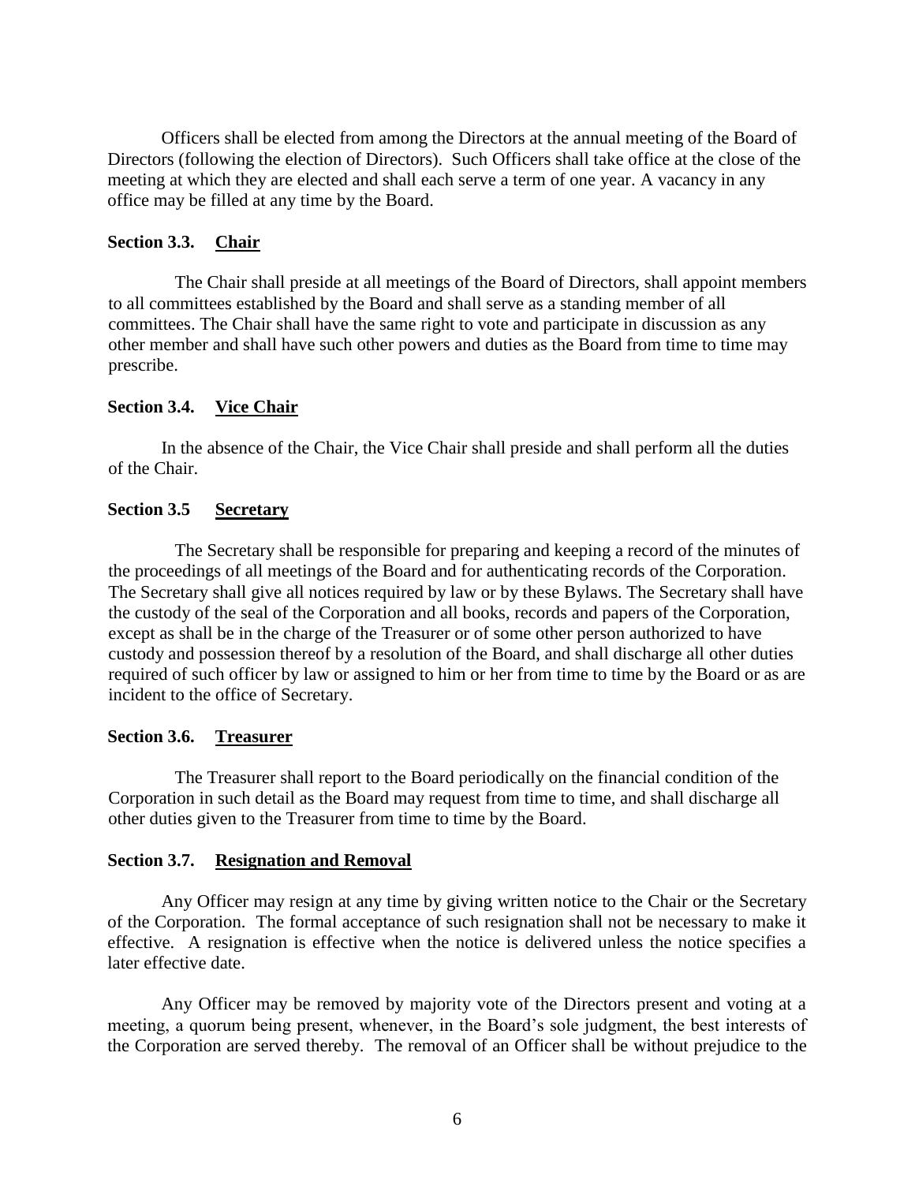Officers shall be elected from among the Directors at the annual meeting of the Board of Directors (following the election of Directors). Such Officers shall take office at the close of the meeting at which they are elected and shall each serve a term of one year. A vacancy in any office may be filled at any time by the Board.

### Section 3.3. <u>Chair</u>

The Chair shall preside at all meetings of the Board of Directors, shall appoint members to all committees established by the Board and shall serve as a standing member of all committees. The Chair shall have the same right to vote and participate in discussion as any other member and shall have such other powers and duties as the Board from time to time may prescribe.

### Section 3.4. <u>Vice Chair</u>

In the absence of the Chair, the Vice Chair shall preside and shall perform all the duties of the Chair.

### Section 3.5 <u>Secretary</u>

The Secretary shall be responsible for preparing and keeping a record of the minutes of the proceedings of all meetings of the Board and for authenticating records of the Corporation. The Secretary shall give all notices required by law or by these Bylaws. The Secretary shall have the custody of the seal of the Corporation and all books, records and papers of the Corporation, except as shall be in the charge of the Treasurer or of some other person authorized to have custody and possession thereof by a resolution of the Board, and shall discharge all other duties required of such officer by law or assigned to him or her from time to time by the Board or as are incident to the office of Secretary.

### Section 3.6. <u>Treasurer</u>

The Treasurer shall report to the Board periodically on the financial condition of the Corporation in such detail as the Board may request from time to time, and shall discharge all other duties given to the Treasurer from time to time by the Board.

### Section 3.7. <u>Resignation and Removal</u>

Any Officer may resign at any time by giving written notice to the Chair or the Secretary of the Corporation. The formal acceptance of such resignation shall not be necessary to make it effective. A resignation is effective when the notice is delivered unless the notice specifies a later effective date.

Any Officer may be removed by majority vote of the Directors present and voting at a meeting, a quorum being present, whenever, in the Board's sole judgment, the best interests of the Corporation are served thereby. The removal of an Officer shall be without prejudice to the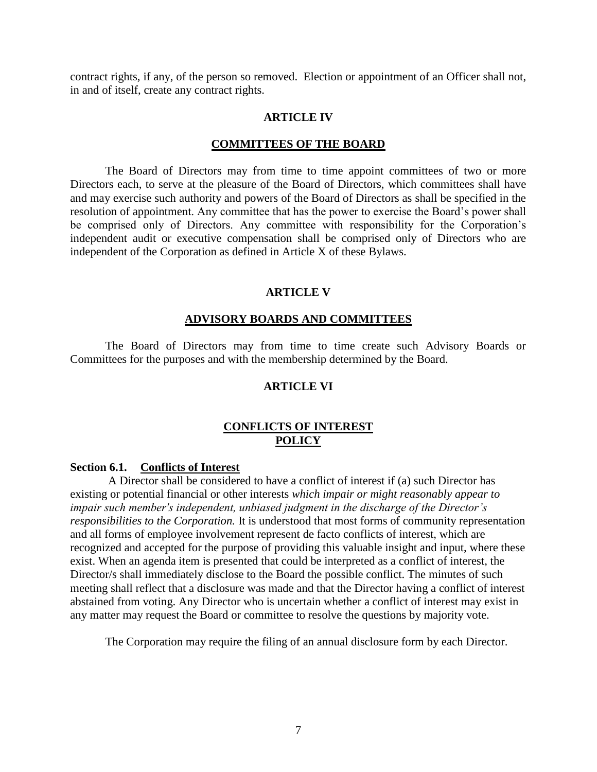contract rights, if any, of the person so removed. Election or appointment of an Officer shall not, in and of itself, create any contract rights.

## ARTICLE IV

## COMMITTEES OF THE BOARD

The Board of Directors may from time to time appoint committees of two or more Directors each, to serve at the pleasure of the Board of Directors, which committees shall have and may exercise such authority and powers of the Board of Directors as shall be specified in the resolution of appointment. Any committee that has the power to exercise the Board's power shall be comprised only of Directors. Any committee with responsibility for the Corporation's independent audit or executive compensation shall be comprised only of Directors who are independent of the Corporation as defined in Article X of these Bylaws.

## ARTICLE V

## ADVISORY BOARDS AND COMMITTEES

The Board of Directors may from time to time create such Advisory Boards or Committees for the purposes and with the membership determined by the Board.

## ARTICLE VI

## CONFLICTS OF INTEREST POLICY

**Section 6.1. Conflicts of Interest**

A Director shall be considered to have a conflict of interest if (a) such Director has existing or potential financial or other interests *which impair or might reasonably appear to impair such member's independent, unbiased judgment in the discharge of the Director's responsibilities to the Corporation.* It is understood that most forms of community representation and all forms of employee involvement represent de facto conflicts of interest, which are recognized and accepted for the purpose of providing this valuable insight and input, where these exist. When an agenda item is presented that could be interpreted as a conflict of interest, the Director/s shall immediately disclose to the Board the possible conflict. The minutes of such meeting shall reflect that a disclosure was made and that the Director having a conflict of interest abstained from voting. Any Director who is uncertain whether a conflict of interest may exist in any matter may request the Board or committee to resolve the questions by majority vote.

The Corporation may require the filing of an annual disclosure form by each Director.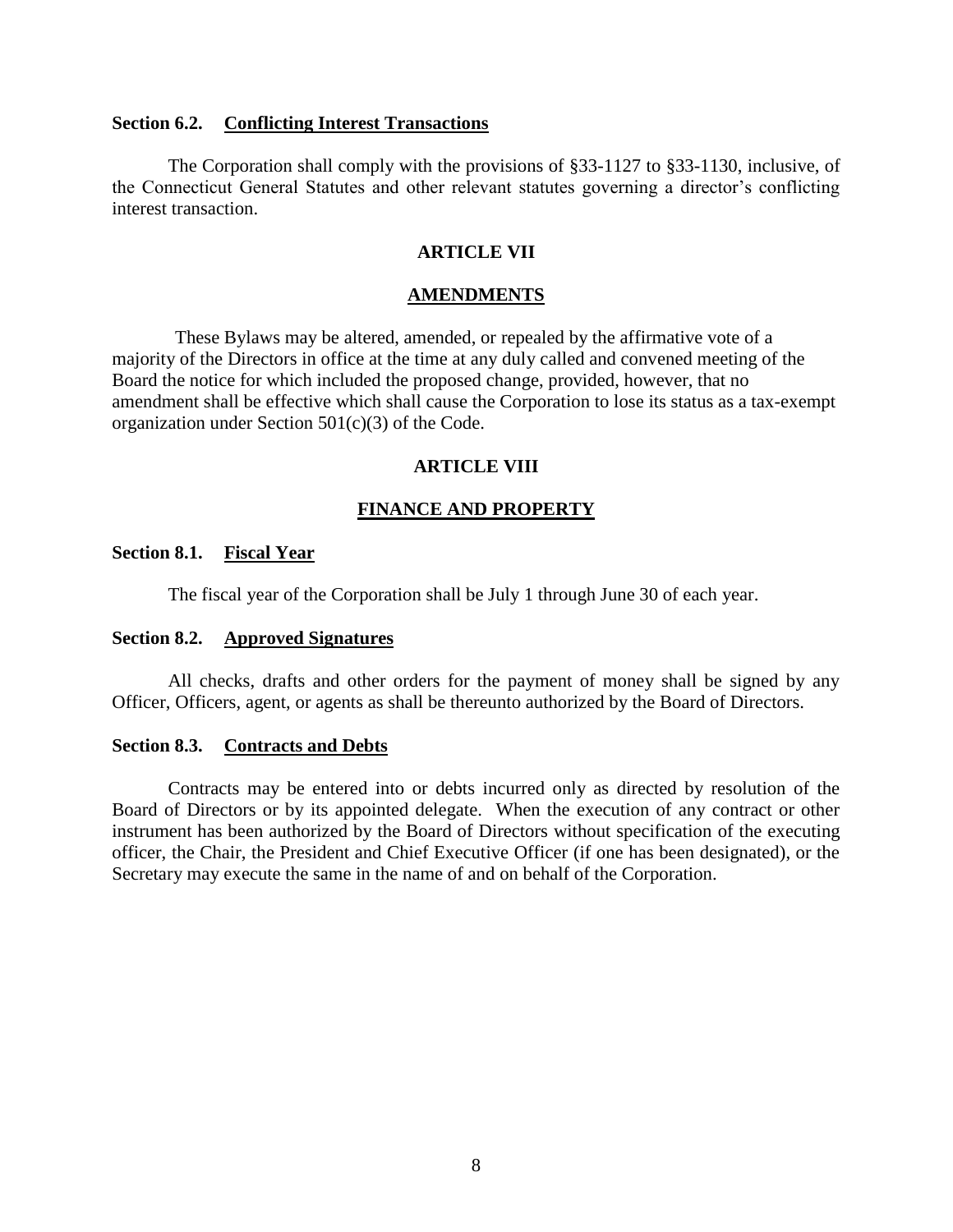### Section 6.2. Conflicting Interest Transactions

The Corporation shall comply with the provisions of §33-1127 to §33-1130, inclusive, of the Connecticut General Statutes and other relevant statutes governing a director's conflicting interest transaction.

## ARTICLE VII

## AMENDMENTS

These Bylaws may be altered, amended, or repealed by the affirmative vote of a majority of the Directors in office at the time at any duly called and convened meeting of the Board the notice for which included the proposed change, provided, however, that no amendment shall be effective which shall cause the Corporation to lose its status as a tax-exempt organization under Section 501(c)(3) of the Code.

## ARTICLE VIII

## FINANCE AND PROPERTY

### Section 8.1. Fiscal Year

The fiscal year of the Corporation shall be July 1 through June 30 of each year.

### Section 8.2. Approved Signatures

All checks, drafts and other orders for the payment of money shall be signed by any Officer, Officers, agent, or agents as shall be thereunto authorized by the Board of Directors.

### Section 8.3. Contracts and Debts

Contracts may be entered into or debts incurred only as directed by resolution of the Board of Directors or by its appointed delegate. When the execution of any contract or other instrument has been authorized by the Board of Directors without specification of the executing officer, the Chair, the President and Chief Executive Officer (if one has been designated), or the Secretary may execute the same in the name of and on behalf of the Corporation.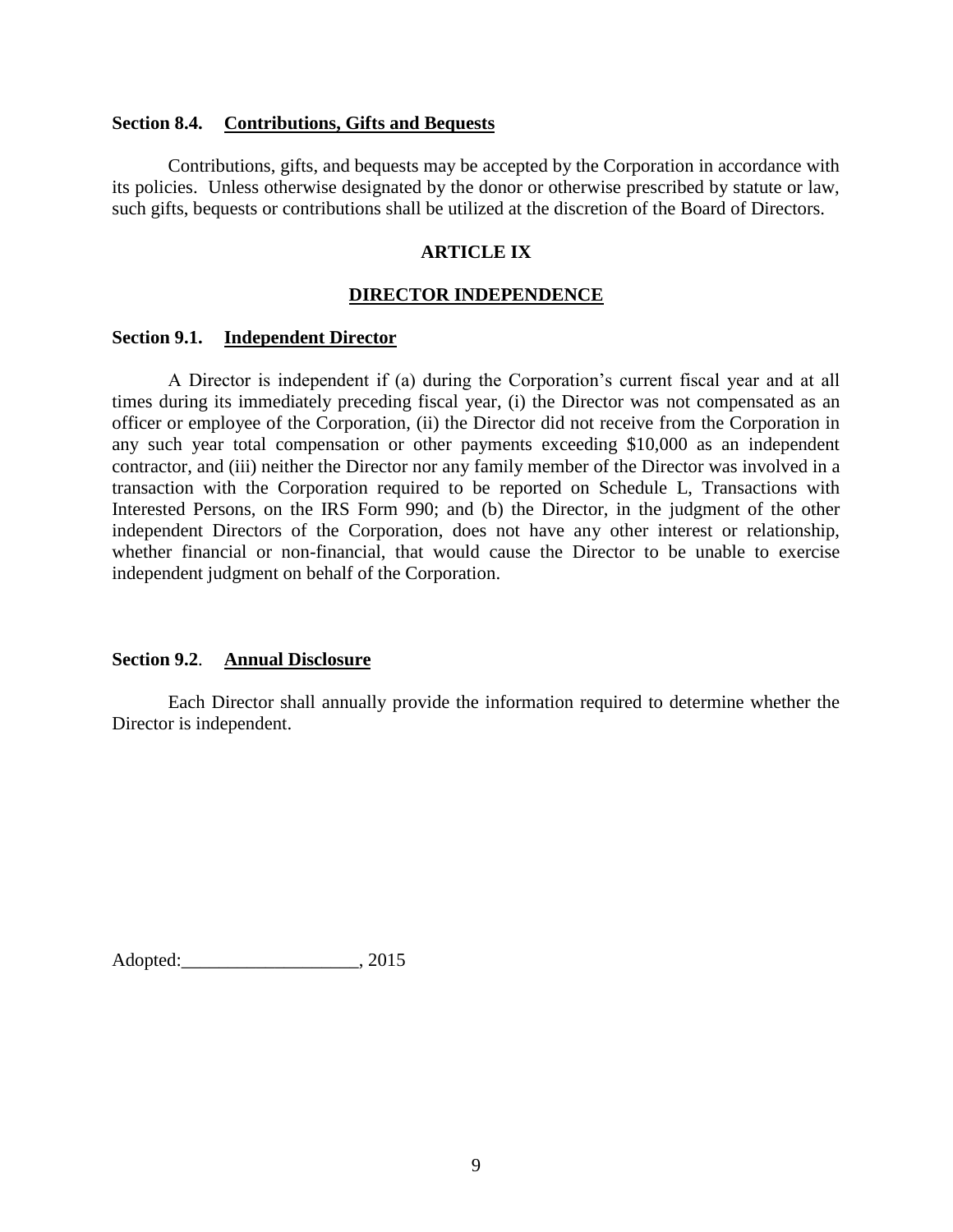**Section 8.4. <u>Contributions, Gifts and Bequests</u>**

Contributions, gifts, and bequests may be accepted by the Corporation in accordance with its policies. Unless otherwise designated by the donor or otherwise prescribed by statute or law, such gifts, bequests or contributions shall be utilized at the discretion of the Board of Directors.

## ARTICLE IX

## <u>DIRECTOR INDEPENDENCE</u>

**Section 9.1. <u>Independent Director</u>**

A Director is independent if (a) during the Corporation's current fiscal year and at all times during its immediately preceding fiscal year, (i) the Director was not compensated as an officer or employee of the Corporation, (ii) the Director did not receive from the Corporation in any such year total compensation or other payments exceeding $10,000 as an independent contractor, and (iii) neither the Director nor any family member of the Director was involved in a transaction with the Corporation required to be reported on Schedule L, Transactions with Interested Persons, on the IRS Form 990; and (b) the Director, in the judgment of the other independent Directors of the Corporation, does not have any other interest or relationship, whether financial or non-financial, that would cause the Director to be unable to exercise independent judgment on behalf of the Corporation.

**Section 9.2. <u>Annual Disclosure</u>**

Each Director shall annually provide the information required to determine whether the Director is independent.

Adopted:___________________, 2015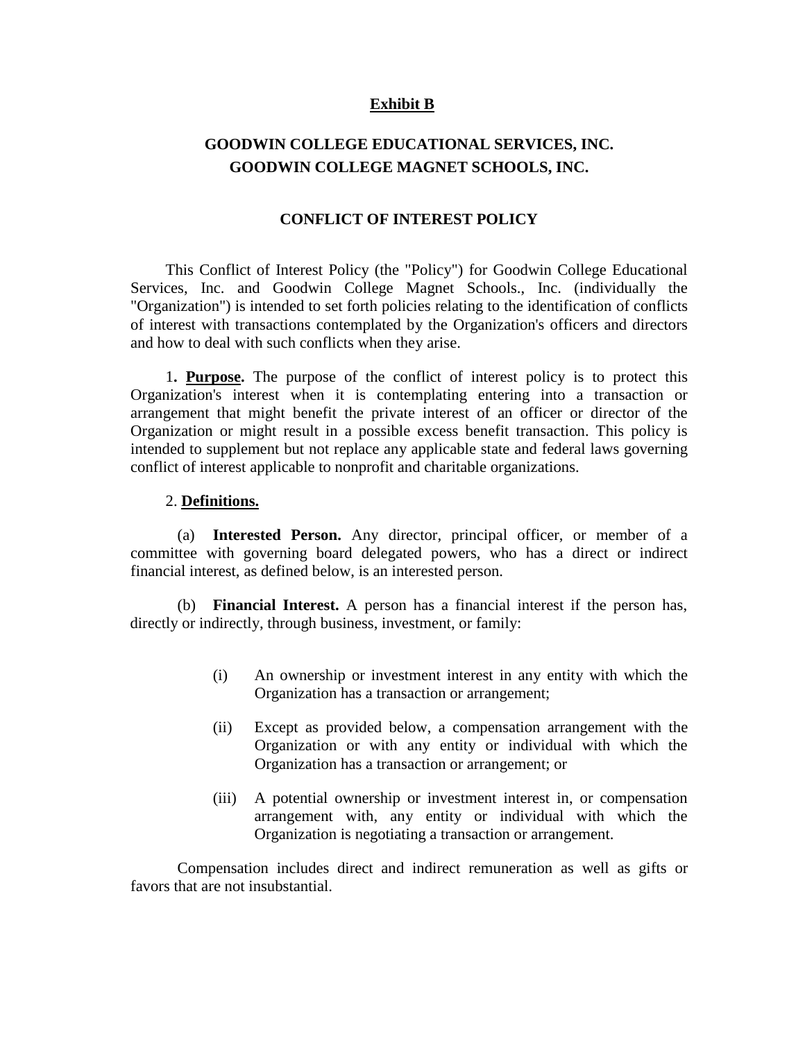**Exhibit B**

**GOODWIN COLLEGE EDUCATIONAL SERVICES, INC.**
**GOODWIN COLLEGE MAGNET SCHOOLS, INC.**

**CONFLICT OF INTEREST POLICY**

This Conflict of Interest Policy (the "Policy") for Goodwin College Educational Services, Inc. and Goodwin College Magnet Schools., Inc. (individually the "Organization") is intended to set forth policies relating to the identification of conflicts of interest with transactions contemplated by the Organization's officers and directors and how to deal with such conflicts when they arise.

1**. Purpose.** The purpose of the conflict of interest policy is to protect this Organization's interest when it is contemplating entering into a transaction or arrangement that might benefit the private interest of an officer or director of the Organization or might result in a possible excess benefit transaction. This policy is intended to supplement but not replace any applicable state and federal laws governing conflict of interest applicable to nonprofit and charitable organizations.

2. **Definitions.**

(a) **Interested Person.** Any director, principal officer, or member of a committee with governing board delegated powers, who has a direct or indirect financial interest, as defined below, is an interested person.

(b) **Financial Interest.** A person has a financial interest if the person has, directly or indirectly, through business, investment, or family:

(i) An ownership or investment interest in any entity with which the Organization has a transaction or arrangement;

(ii) Except as provided below, a compensation arrangement with the Organization or with any entity or individual with which the Organization has a transaction or arrangement; or

(iii) A potential ownership or investment interest in, or compensation arrangement with, any entity or individual with which the Organization is negotiating a transaction or arrangement.

Compensation includes direct and indirect remuneration as well as gifts or favors that are not insubstantial.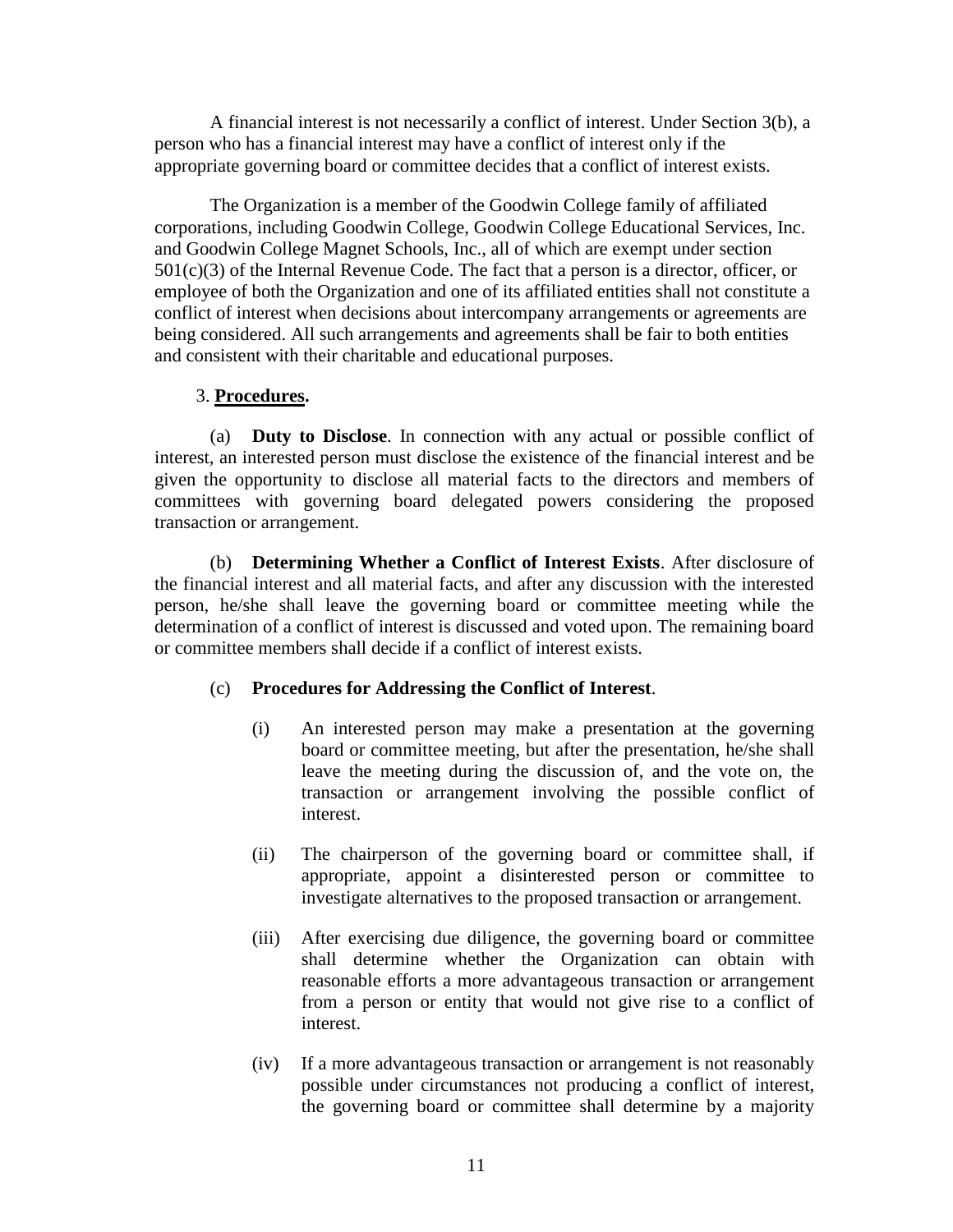A financial interest is not necessarily a conflict of interest. Under Section 3(b), a person who has a financial interest may have a conflict of interest only if the appropriate governing board or committee decides that a conflict of interest exists.

The Organization is a member of the Goodwin College family of affiliated corporations, including Goodwin College, Goodwin College Educational Services, Inc. and Goodwin College Magnet Schools, Inc., all of which are exempt under section 501(c)(3) of the Internal Revenue Code. The fact that a person is a director, officer, or employee of both the Organization and one of its affiliated entities shall not constitute a conflict of interest when decisions about intercompany arrangements or agreements are being considered. All such arrangements and agreements shall be fair to both entities and consistent with their charitable and educational purposes.

3. **Procedures.**

(a) **Duty to Disclose**. In connection with any actual or possible conflict of interest, an interested person must disclose the existence of the financial interest and be given the opportunity to disclose all material facts to the directors and members of committees with governing board delegated powers considering the proposed transaction or arrangement.

(b) **Determining Whether a Conflict of Interest Exists**. After disclosure of the financial interest and all material facts, and after any discussion with the interested person, he/she shall leave the governing board or committee meeting while the determination of a conflict of interest is discussed and voted upon. The remaining board or committee members shall decide if a conflict of interest exists.

(c) **Procedures for Addressing the Conflict of Interest**.

(i) An interested person may make a presentation at the governing board or committee meeting, but after the presentation, he/she shall leave the meeting during the discussion of, and the vote on, the transaction or arrangement involving the possible conflict of interest.

(ii) The chairperson of the governing board or committee shall, if appropriate, appoint a disinterested person or committee to investigate alternatives to the proposed transaction or arrangement.

(iii) After exercising due diligence, the governing board or committee shall determine whether the Organization can obtain with reasonable efforts a more advantageous transaction or arrangement from a person or entity that would not give rise to a conflict of interest.

(iv) If a more advantageous transaction or arrangement is not reasonably possible under circumstances not producing a conflict of interest, the governing board or committee shall determine by a majority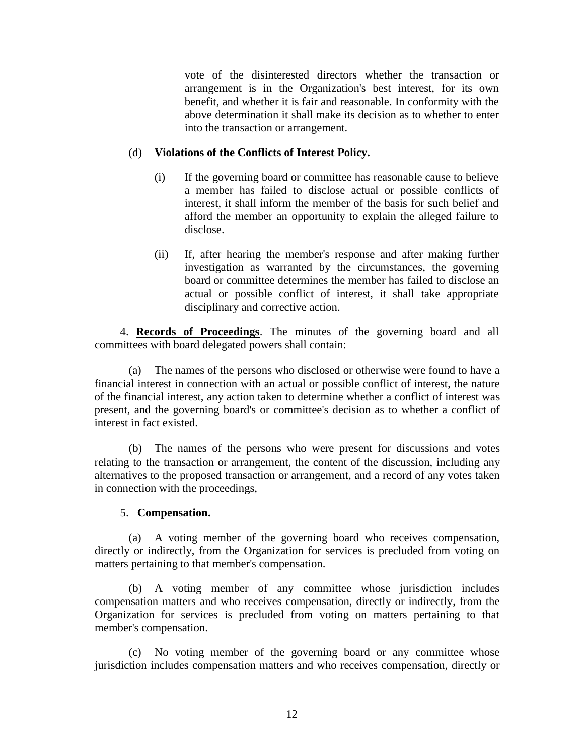vote of the disinterested directors whether the transaction or arrangement is in the Organization's best interest, for its own benefit, and whether it is fair and reasonable. In conformity with the above determination it shall make its decision as to whether to enter into the transaction or arrangement.

(d) **Violations of the Conflicts of Interest Policy.**

(i) If the governing board or committee has reasonable cause to believe a member has failed to disclose actual or possible conflicts of interest, it shall inform the member of the basis for such belief and afford the member an opportunity to explain the alleged failure to disclose.

(ii) If, after hearing the member's response and after making further investigation as warranted by the circumstances, the governing board or committee determines the member has failed to disclose an actual or possible conflict of interest, it shall take appropriate disciplinary and corrective action.

4. **Records of Proceedings**. The minutes of the governing board and all committees with board delegated powers shall contain:

(a) The names of the persons who disclosed or otherwise were found to have a financial interest in connection with an actual or possible conflict of interest, the nature of the financial interest, any action taken to determine whether a conflict of interest was present, and the governing board's or committee's decision as to whether a conflict of interest in fact existed.

(b) The names of the persons who were present for discussions and votes relating to the transaction or arrangement, the content of the discussion, including any alternatives to the proposed transaction or arrangement, and a record of any votes taken in connection with the proceedings,

5. **Compensation.**

(a) A voting member of the governing board who receives compensation, directly or indirectly, from the Organization for services is precluded from voting on matters pertaining to that member's compensation.

(b) A voting member of any committee whose jurisdiction includes compensation matters and who receives compensation, directly or indirectly, from the Organization for services is precluded from voting on matters pertaining to that member's compensation.

(c) No voting member of the governing board or any committee whose jurisdiction includes compensation matters and who receives compensation, directly or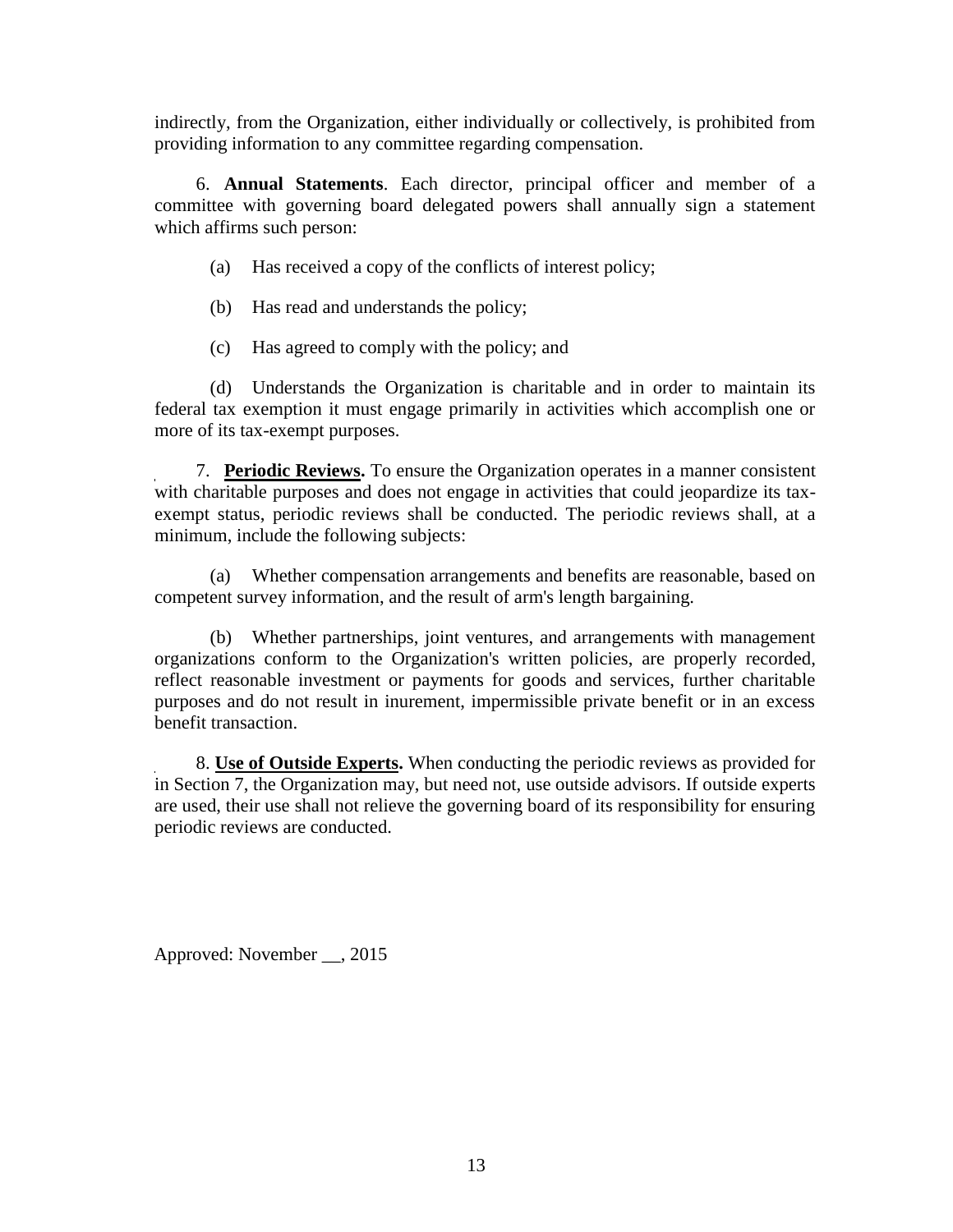indirectly, from the Organization, either individually or collectively, is prohibited from providing information to any committee regarding compensation.

6. **Annual Statements**. Each director, principal officer and member of a committee with governing board delegated powers shall annually sign a statement which affirms such person:

(a) Has received a copy of the conflicts of interest policy;

(b) Has read and understands the policy;

(c) Has agreed to comply with the policy; and

(d) Understands the Organization is charitable and in order to maintain its federal tax exemption it must engage primarily in activities which accomplish one or more of its tax-exempt purposes.

7. **Periodic Reviews.** To ensure the Organization operates in a manner consistent with charitable purposes and does not engage in activities that could jeopardize its tax-exempt status, periodic reviews shall be conducted. The periodic reviews shall, at a minimum, include the following subjects:

(a) Whether compensation arrangements and benefits are reasonable, based on competent survey information, and the result of arm's length bargaining.

(b) Whether partnerships, joint ventures, and arrangements with management organizations conform to the Organization's written policies, are properly recorded, reflect reasonable investment or payments for goods and services, further charitable purposes and do not result in inurement, impermissible private benefit or in an excess benefit transaction.

8. **Use of Outside Experts.** When conducting the periodic reviews as provided for in Section 7, the Organization may, but need not, use outside advisors. If outside experts are used, their use shall not relieve the governing board of its responsibility for ensuring periodic reviews are conducted.

Approved: November __, 2015